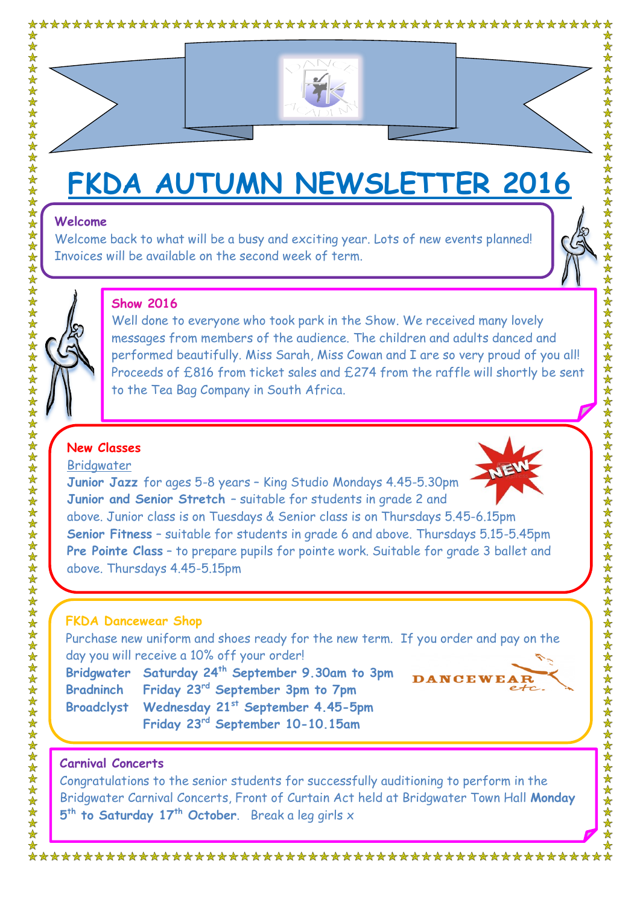# FKDA AUTUMN NEWSLETTER 2016

## Welcome

Welcome back to what will be a busy and exciting year. Lots of new events planned! Invoices will be available on the second week of term.

## Show 2016

Well done to everyone who took park in the Show. We received many lovely messages from members of the audience. The children and adults danced and performed beautifully. Miss Sarah, Miss Cowan and I are so very proud of you all! Proceeds of £816 from ticket sales and £274 from the raffle will shortly be sent to the Tea Bag Company in South Africa.

## New Classes

Bridgwater

**Junior Jazz** for ages 5-8 years – King Studio Mondays 4.45-5.30pm

**Junior and Senior Stretch** – suitable for students in grade 2 and above. Junior class is on Tuesdays & Senior class is on Thursdays 5.45-6.15pm

**Senior Fitness** – suitable for students in grade 6 and above. Thursdays 5.15-5.45pm

**Pre Pointe Class** – to prepare pupils for pointe work. Suitable for grade 3 ballet and above. Thursdays 4.45-5.15pm

## FKDA Dancewear Shop

Purchase new uniform and shoes ready for the new term. If you order and pay on the day you will receive a 10% off your order!

**Bridgwater** Saturday 24th September 9.30am to 3pm

**Bradninch** Friday 23rd September 3pm to 7pm

**Broadclyst** Wednesday 21st September 4.45-5pm

Friday 23rd September 10-10.15am

DANCEWEAR etc.

## Carnival Concerts

Congratulations to the senior students for successfully auditioning to perform in the Bridgwater Carnival Concerts, Front of Curtain Act held at Bridgwater Town Hall **Monday 5th to Saturday 17th October**. Break a leg girls x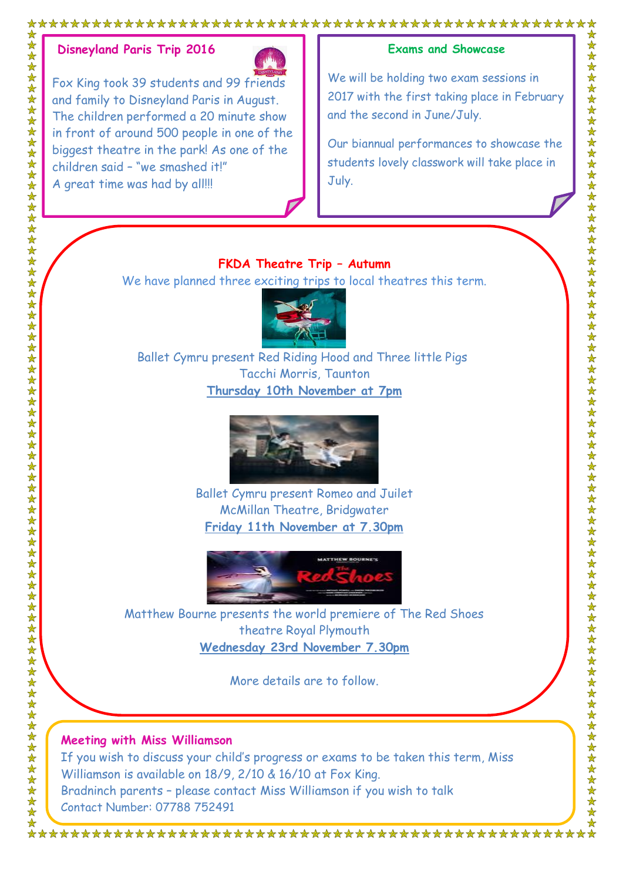## Disneyland Paris Trip 2016

Fox King took 39 students and 99 friends and family to Disneyland Paris in August. The children performed a 20 minute show in front of around 500 people in one of the biggest theatre in the park! As one of the children said – "we smashed it!"
A great time was had by all!!!

## Exams and Showcase

We will be holding two exam sessions in 2017 with the first taking place in February and the second in June/July.

Our biannual performances to showcase the students lovely classwork will take place in July.

## FKDA Theatre Trip – Autumn

We have planned three exciting trips to local theatres this term.

Ballet Cymru present Red Riding Hood and Three little Pigs
Tacchi Morris, Taunton
**Thursday 10th November at 7pm**

Ballet Cymru present Romeo and Juilet
McMillan Theatre, Bridgwater
**Friday 11th November at 7.30pm**

Matthew Bourne presents the world premiere of The Red Shoes
theatre Royal Plymouth
**Wednesday 23rd November 7.30pm**

More details are to follow.

## Meeting with Miss Williamson

If you wish to discuss your child's progress or exams to be taken this term, Miss Williamson is available on 18/9, 2/10 & 16/10 at Fox King.
Bradninch parents – please contact Miss Williamson if you wish to talk
Contact Number: 07788 752491